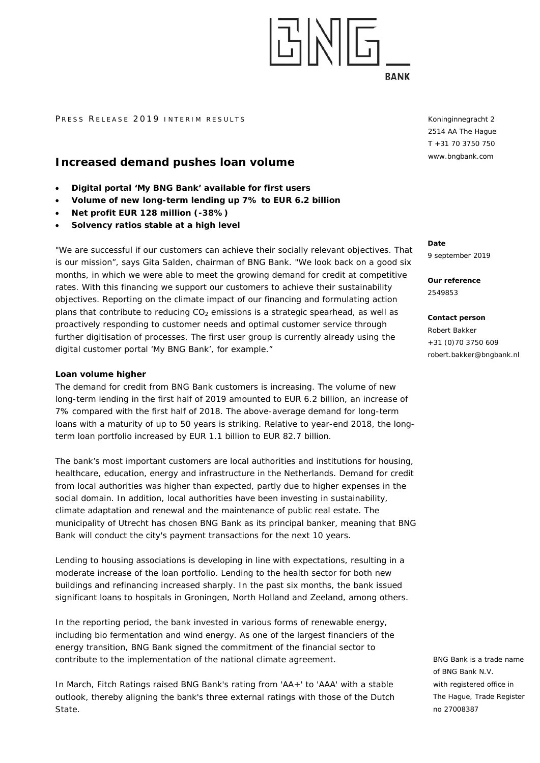PRESS RELEASE 2019 INTERIM RESULTS

Koninginnegracht 2
2514 AA The Hague
T +31 70 3750 750
www.bngbank.com

# Increased demand pushes loan volume

- **Digital portal 'My BNG Bank' available for first users**
- **Volume of new long-term lending up 7% to EUR 6.2 billion**
- **Net profit EUR 128 million (-38%)**
- **Solvency ratios stable at a high level**

**Date**
9 september 2019

**Our reference**
2549853

**Contact person**
Robert Bakker
+31 (0)70 3750 609
robert.bakker@bngbank.nl

"We are successful if our customers can achieve their socially relevant objectives. That is our mission", says Gita Salden, chairman of BNG Bank. "We look back on a good six months, in which we were able to meet the growing demand for credit at competitive rates. With this financing we support our customers to achieve their sustainability objectives. Reporting on the climate impact of our financing and formulating action plans that contribute to reducing $CO_2$ emissions is a strategic spearhead, as well as proactively responding to customer needs and optimal customer service through further digitisation of processes. The first user group is currently already using the digital customer portal 'My BNG Bank', for example."

**Loan volume higher**

The demand for credit from BNG Bank customers is increasing. The volume of new long-term lending in the first half of 2019 amounted to EUR 6.2 billion, an increase of 7% compared with the first half of 2018. The above-average demand for long-term loans with a maturity of up to 50 years is striking. Relative to year-end 2018, the long-term loan portfolio increased by EUR 1.1 billion to EUR 82.7 billion.

The bank's most important customers are local authorities and institutions for housing, healthcare, education, energy and infrastructure in the Netherlands. Demand for credit from local authorities was higher than expected, partly due to higher expenses in the social domain. In addition, local authorities have been investing in sustainability, climate adaptation and renewal and the maintenance of public real estate. The municipality of Utrecht has chosen BNG Bank as its principal banker, meaning that BNG Bank will conduct the city's payment transactions for the next 10 years.

Lending to housing associations is developing in line with expectations, resulting in a moderate increase of the loan portfolio. Lending to the health sector for both new buildings and refinancing increased sharply. In the past six months, the bank issued significant loans to hospitals in Groningen, North Holland and Zeeland, among others.

In the reporting period, the bank invested in various forms of renewable energy, including bio fermentation and wind energy. As one of the largest financiers of the energy transition, BNG Bank signed the commitment of the financial sector to contribute to the implementation of the national climate agreement.

In March, Fitch Ratings raised BNG Bank's rating from 'AA+' to 'AAA' with a stable outlook, thereby aligning the bank's three external ratings with those of the Dutch State.

BNG Bank is a trade name of BNG Bank N.V. with registered office in The Hague, Trade Register no 27008387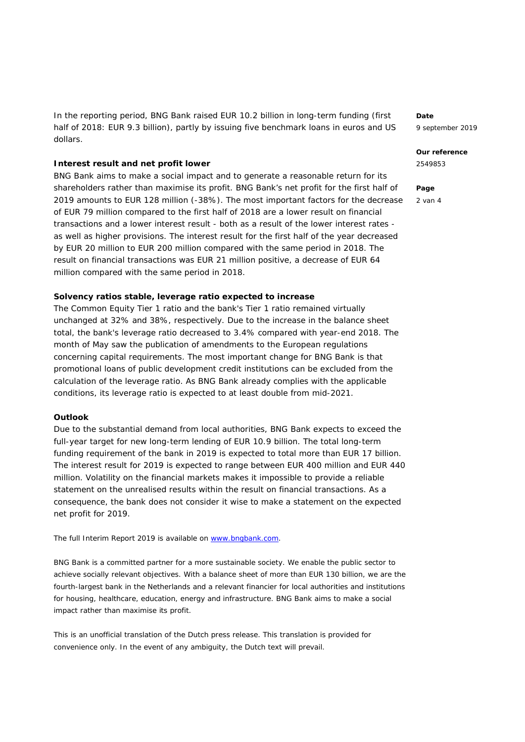In the reporting period, BNG Bank raised EUR 10.2 billion in long-term funding (first half of 2018: EUR 9.3 billion), partly by issuing five benchmark loans in euros and US dollars.

**Interest result and net profit lower**

BNG Bank aims to make a social impact and to generate a reasonable return for its shareholders rather than maximise its profit. BNG Bank's net profit for the first half of 2019 amounts to EUR 128 million (-38%). The most important factors for the decrease of EUR 79 million compared to the first half of 2018 are a lower result on financial transactions and a lower interest result - both as a result of the lower interest rates - as well as higher provisions. The interest result for the first half of the year decreased by EUR 20 million to EUR 200 million compared with the same period in 2018. The result on financial transactions was EUR 21 million positive, a decrease of EUR 64 million compared with the same period in 2018.

**Solvency ratios stable, leverage ratio expected to increase**

The Common Equity Tier 1 ratio and the bank's Tier 1 ratio remained virtually unchanged at 32% and 38%, respectively. Due to the increase in the balance sheet total, the bank's leverage ratio decreased to 3.4% compared with year-end 2018. The month of May saw the publication of amendments to the European regulations concerning capital requirements. The most important change for BNG Bank is that promotional loans of public development credit institutions can be excluded from the calculation of the leverage ratio. As BNG Bank already complies with the applicable conditions, its leverage ratio is expected to at least double from mid-2021.

**Outlook**

Due to the substantial demand from local authorities, BNG Bank expects to exceed the full-year target for new long-term lending of EUR 10.9 billion. The total long-term funding requirement of the bank in 2019 is expected to total more than EUR 17 billion. The interest result for 2019 is expected to range between EUR 400 million and EUR 440 million. Volatility on the financial markets makes it impossible to provide a reliable statement on the unrealised results within the result on financial transactions. As a consequence, the bank does not consider it wise to make a statement on the expected net profit for 2019.

The full Interim Report 2019 is available on www.bngbank.com.

BNG Bank is a committed partner for a more sustainable society. We enable the public sector to achieve socially relevant objectives. With a balance sheet of more than EUR 130 billion, we are the fourth-largest bank in the Netherlands and a relevant financier for local authorities and institutions for housing, healthcare, education, energy and infrastructure. BNG Bank aims to make a social impact rather than maximise its profit.

This is an unofficial translation of the Dutch press release. This translation is provided for convenience only. In the event of any ambiguity, the Dutch text will prevail.

**Date**
9 september 2019

**Our reference**
2549853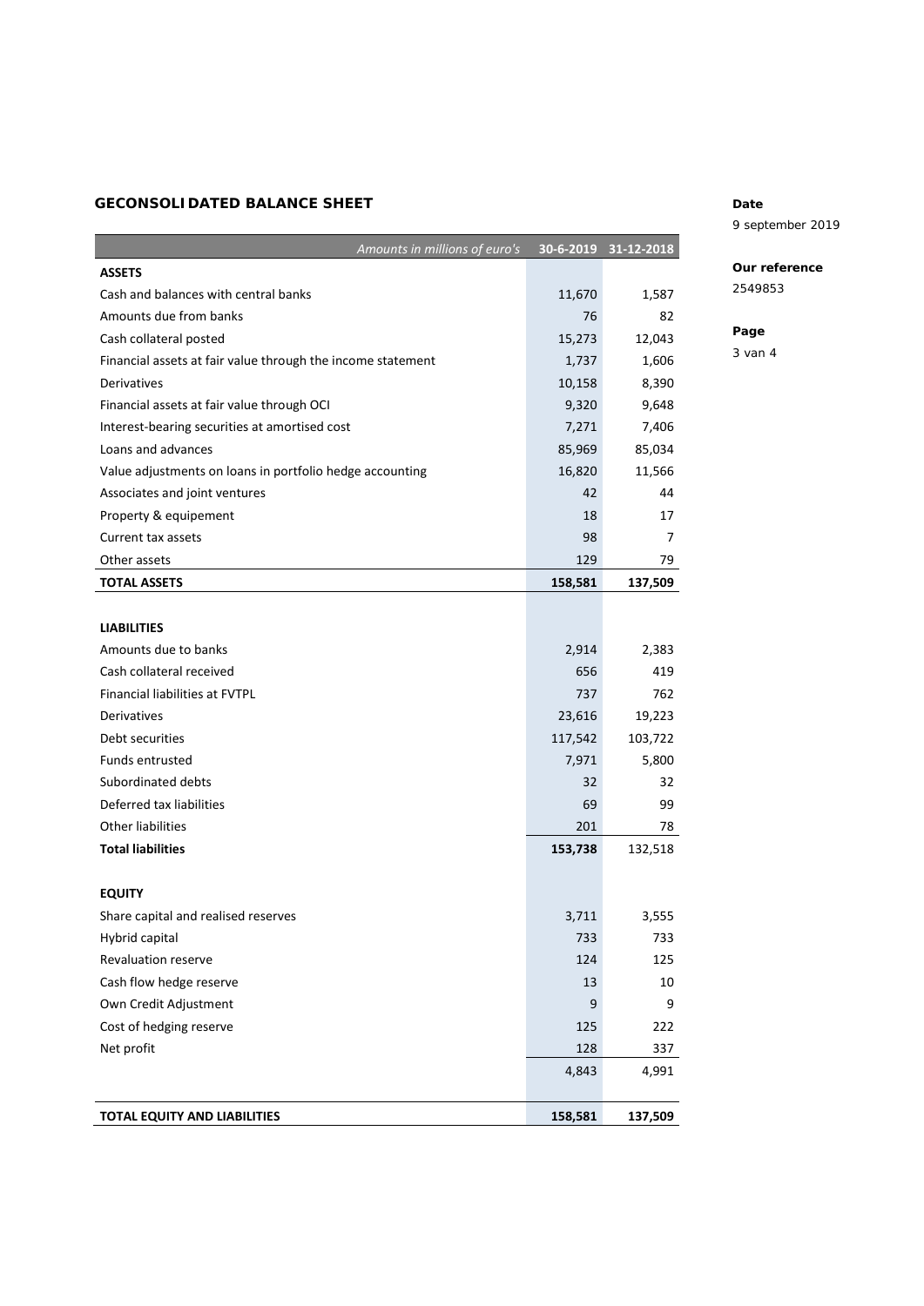## GECONSOLIDATED BALANCE SHEET

**Date**
9 september 2019

**Our reference**
2549853

| *Amounts in millions of euro's* | 30-6-2019 | 31-12-2018 |
|---|---|---|
| **ASSETS** | | |
| Cash and balances with central banks | 11,670 | 1,587 |
| Amounts due from banks | 76 | 82 |
| Cash collateral posted | 15,273 | 12,043 |
| Financial assets at fair value through the income statement | 1,737 | 1,606 |
| Derivatives | 10,158 | 8,390 |
| Financial assets at fair value through OCI | 9,320 | 9,648 |
| Interest-bearing securities at amortised cost | 7,271 | 7,406 |
| Loans and advances | 85,969 | 85,034 |
| Value adjustments on loans in portfolio hedge accounting | 16,820 | 11,566 |
| Associates and joint ventures | 42 | 44 |
| Property & equipement | 18 | 17 |
| Current tax assets | 98 | 7 |
| Other assets | 129 | 79 |
| **TOTAL ASSETS** | **158,581** | **137,509** |
| | | |
| **LIABILITIES** | | |
| Amounts due to banks | 2,914 | 2,383 |
| Cash collateral received | 656 | 419 |
| Financial liabilities at FVTPL | 737 | 762 |
| Derivatives | 23,616 | 19,223 |
| Debt securities | 117,542 | 103,722 |
| Funds entrusted | 7,971 | 5,800 |
| Subordinated debts | 32 | 32 |
| Deferred tax liabilities | 69 | 99 |
| Other liabilities | 201 | 78 |
| **Total liabilities** | **153,738** | 132,518 |
| | | |
| **EQUITY** | | |
| Share capital and realised reserves | 3,711 | 3,555 |
| Hybrid capital | 733 | 733 |
| Revaluation reserve | 124 | 125 |
| Cash flow hedge reserve | 13 | 10 |
| Own Credit Adjustment | 9 | 9 |
| Cost of hedging reserve | 125 | 222 |
| Net profit | 128 | 337 |
| | 4,843 | 4,991 |
| | | |
| **TOTAL EQUITY AND LIABILITIES** | **158,581** | **137,509** |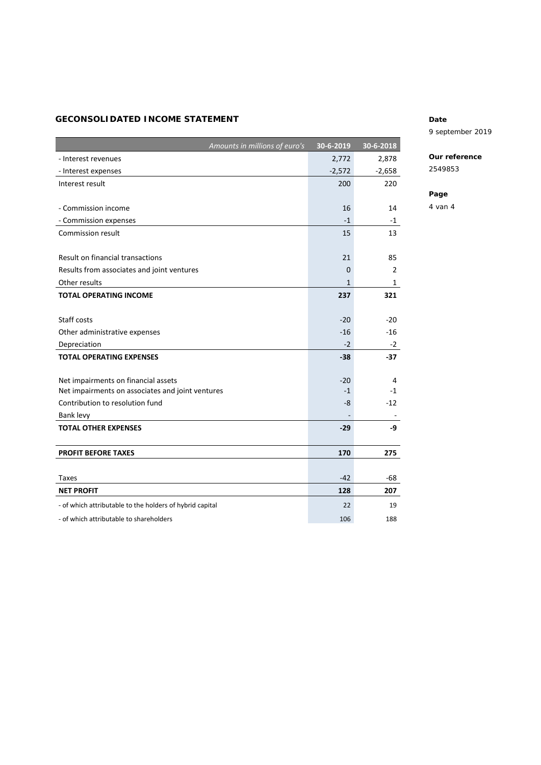## GECONSOLIDATED INCOME STATEMENT

**Date**
9 september 2019

**Our reference**
2549853

| *Amounts in millions of euro's* | 30-6-2019 | 30-6-2018 |
|---|---|---|
| - Interest revenues | 2,772 | 2,878 |
| - Interest expenses | -2,572 | -2,658 |
| Interest result | 200 | 220 |
| | | |
| - Commission income | 16 | 14 |
| - Commission expenses | -1 | -1 |
| Commission result | 15 | 13 |
| | | |
| Result on financial transactions | 21 | 85 |
| Results from associates and joint ventures | 0 | 2 |
| Other results | 1 | 1 |
| **TOTAL OPERATING INCOME** | **237** | **321** |
| | | |
| Staff costs | -20 | -20 |
| Other administrative expenses | -16 | -16 |
| Depreciation | -2 | -2 |
| **TOTAL OPERATING EXPENSES** | **-38** | **-37** |
| | | |
| Net impairments on financial assets | -20 | 4 |
| Net impairments on associates and joint ventures | -1 | -1 |
| Contribution to resolution fund | -8 | -12 |
| Bank levy | - | - |
| **TOTAL OTHER EXPENSES** | **-29** | **-9** |
| | | |
| **PROFIT BEFORE TAXES** | **170** | **275** |
| | | |
| Taxes | -42 | -68 |
| **NET PROFIT** | **128** | **207** |
| - of which attributable to the holders of hybrid capital | 22 | 19 |
| - of which attributable to shareholders | 106 | 188 |